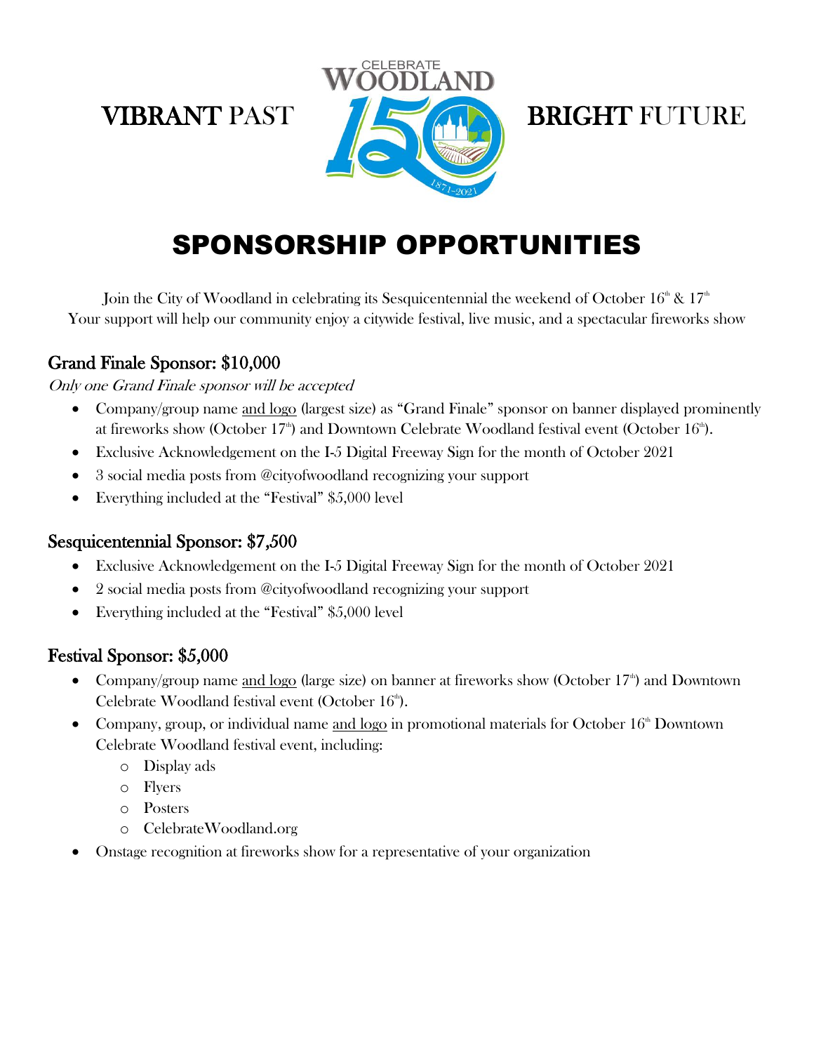VIBRANT PAST — CELEBRATE WOODLAND 150 (1871-2021) — BRIGHT FUTURE

# SPONSORSHIP OPPORTUNITIES

Join the City of Woodland in celebrating its Sesquicentennial the weekend of October 16th & 17th
Your support will help our community enjoy a citywide festival, live music, and a spectacular fireworks show

## Grand Finale Sponsor: $10,000

*Only one Grand Finale sponsor will be accepted*

- Company/group name and logo (largest size) as "Grand Finale" sponsor on banner displayed prominently at fireworks show (October 17th) and Downtown Celebrate Woodland festival event (October 16th).
- Exclusive Acknowledgement on the I-5 Digital Freeway Sign for the month of October 2021
- 3 social media posts from @cityofwoodland recognizing your support
- Everything included at the "Festival" $5,000 level

## Sesquicentennial Sponsor: $7,500

- Exclusive Acknowledgement on the I-5 Digital Freeway Sign for the month of October 2021
- 2 social media posts from @cityofwoodland recognizing your support
- Everything included at the "Festival" $5,000 level

## Festival Sponsor: $5,000

- Company/group name and logo (large size) on banner at fireworks show (October 17th) and Downtown Celebrate Woodland festival event (October 16th).
- Company, group, or individual name and logo in promotional materials for October 16th Downtown Celebrate Woodland festival event, including:
  - Display ads
  - Flyers
  - Posters
  - CelebrateWoodland.org
- Onstage recognition at fireworks show for a representative of your organization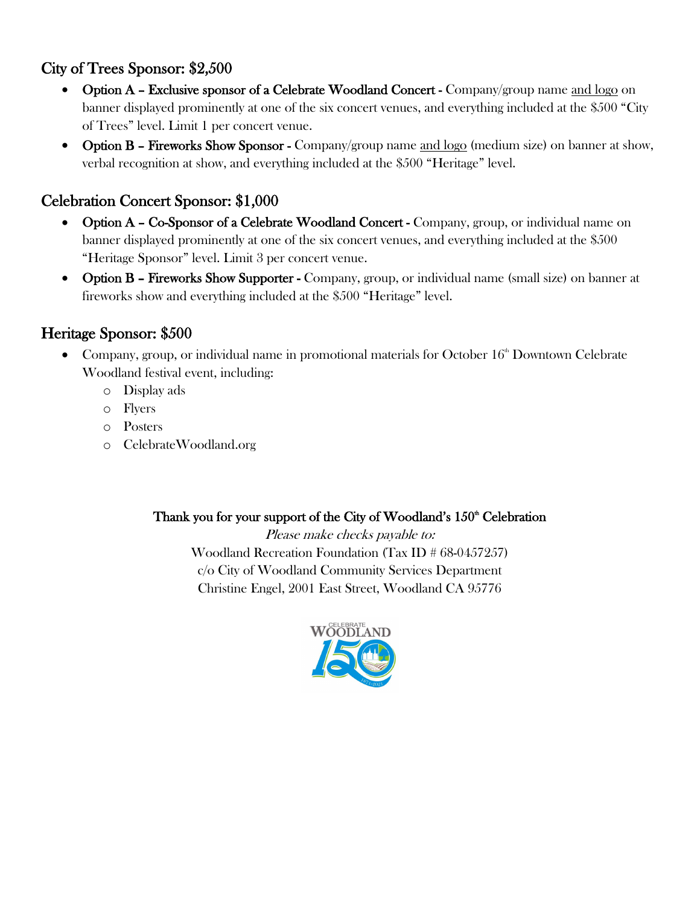## City of Trees Sponsor: $2,500

- **Option A – Exclusive sponsor of a Celebrate Woodland Concert -** Company/group name and logo on banner displayed prominently at one of the six concert venues, and everything included at the $500 "City of Trees" level. Limit 1 per concert venue.
- **Option B – Fireworks Show Sponsor -** Company/group name and logo (medium size) on banner at show, verbal recognition at show, and everything included at the $500 "Heritage" level.

## Celebration Concert Sponsor: $1,000

- **Option A – Co-Sponsor of a Celebrate Woodland Concert -** Company, group, or individual name on banner displayed prominently at one of the six concert venues, and everything included at the $500 "Heritage Sponsor" level. Limit 3 per concert venue.
- **Option B – Fireworks Show Supporter -** Company, group, or individual name (small size) on banner at fireworks show and everything included at the $500 "Heritage" level.

## Heritage Sponsor: $500

- Company, group, or individual name in promotional materials for October 16th Downtown Celebrate Woodland festival event, including:
  - Display ads
  - Flyers
  - Posters
  - CelebrateWoodland.org

**Thank you for your support of the City of Woodland's 150th Celebration**

*Please make checks payable to:*

Woodland Recreation Foundation (Tax ID # 68-0457257)
c/o City of Woodland Community Services Department
Christine Engel, 2001 East Street, Woodland CA 95776